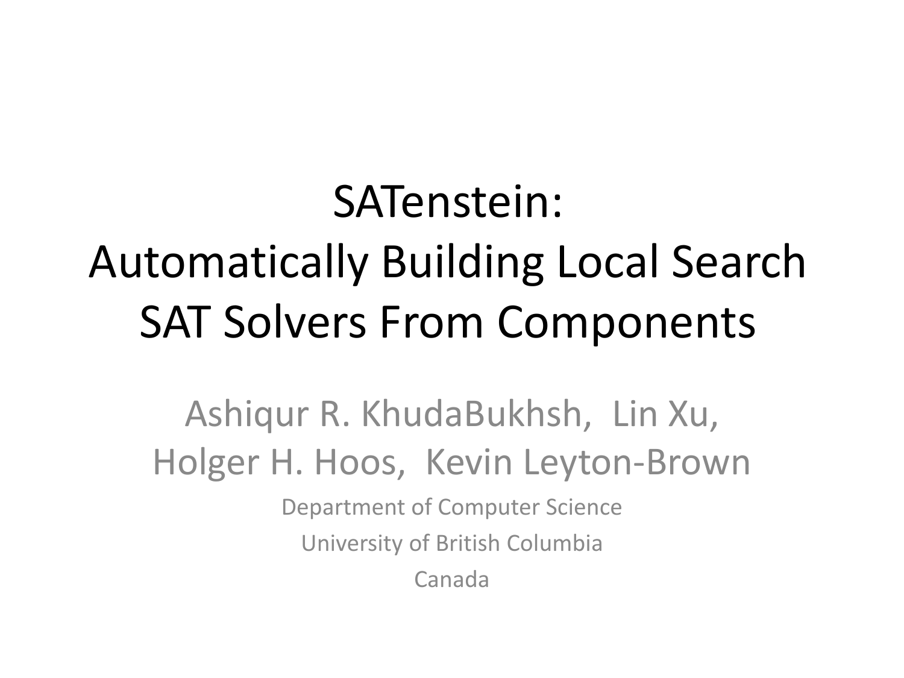# SATenstein: Automatically Building Local Search SAT Solvers From Components

Ashiqur R. KhudaBukhsh, Lin Xu, Holger H. Hoos, Kevin Leyton-Brown

Department of Computer Science

University of British Columbia

Canada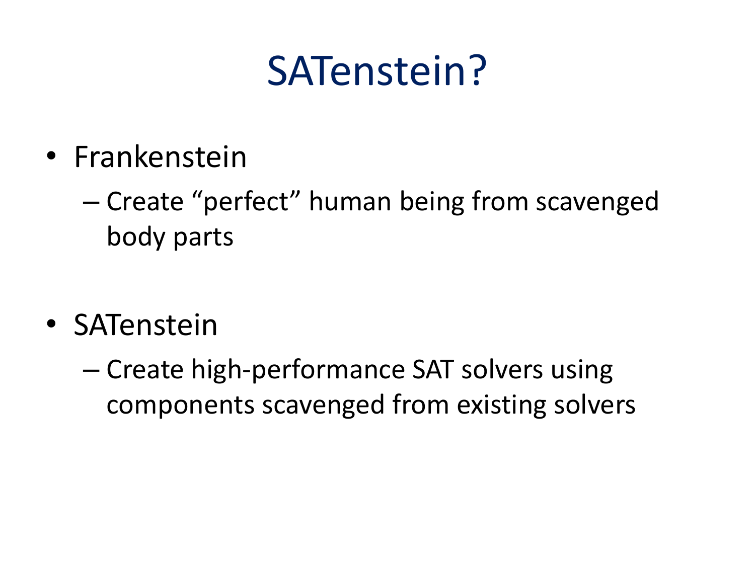# SATenstein?

- Frankenstein
  - Create “perfect” human being from scavenged body parts

- SATenstein
  - Create high-performance SAT solvers using components scavenged from existing solvers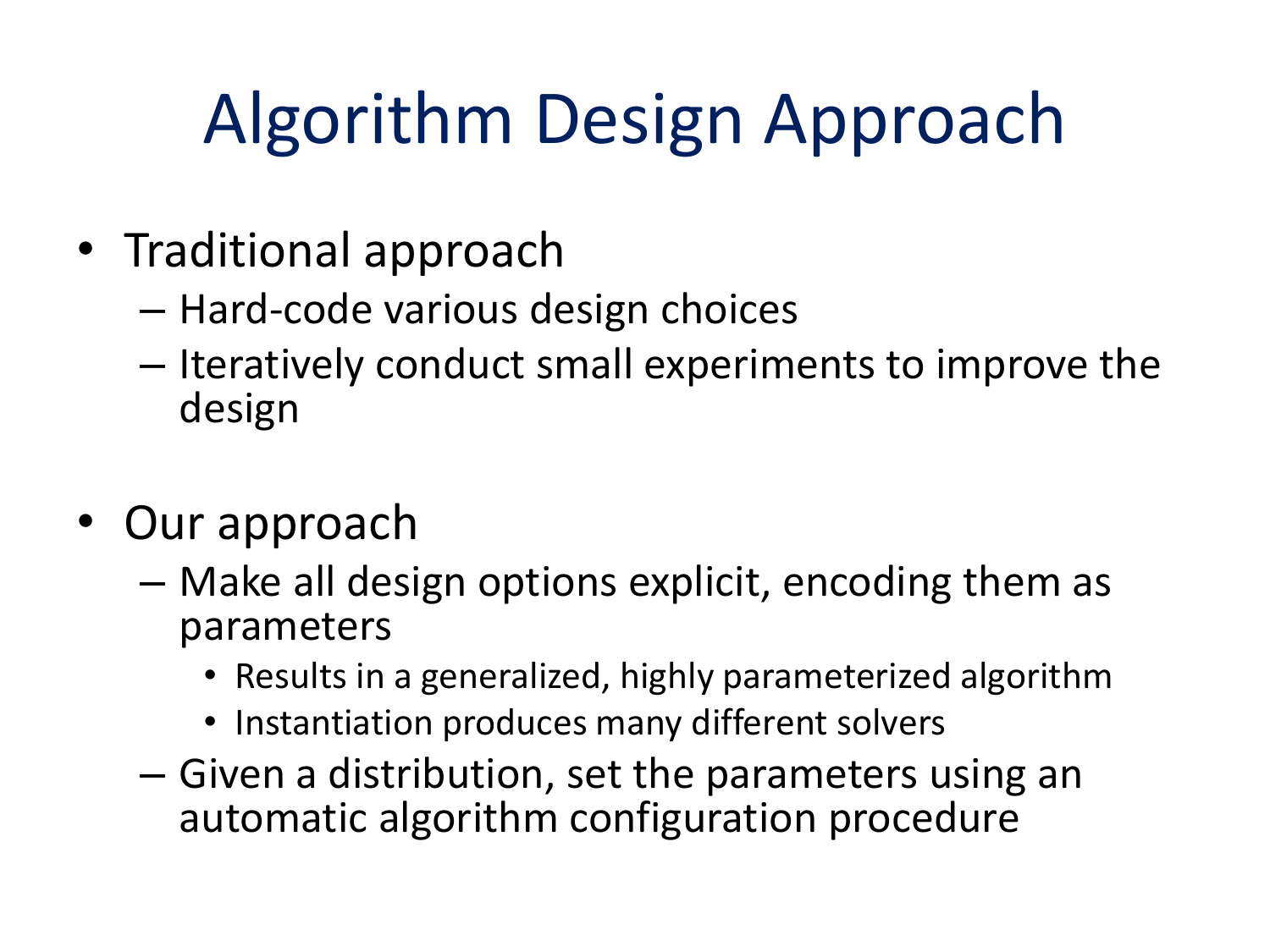# Algorithm Design Approach

- Traditional approach
  - Hard-code various design choices
  - Iteratively conduct small experiments to improve the design

- Our approach
  - Make all design options explicit, encoding them as parameters
    - Results in a generalized, highly parameterized algorithm
    - Instantiation produces many different solvers
  - Given a distribution, set the parameters using an automatic algorithm configuration procedure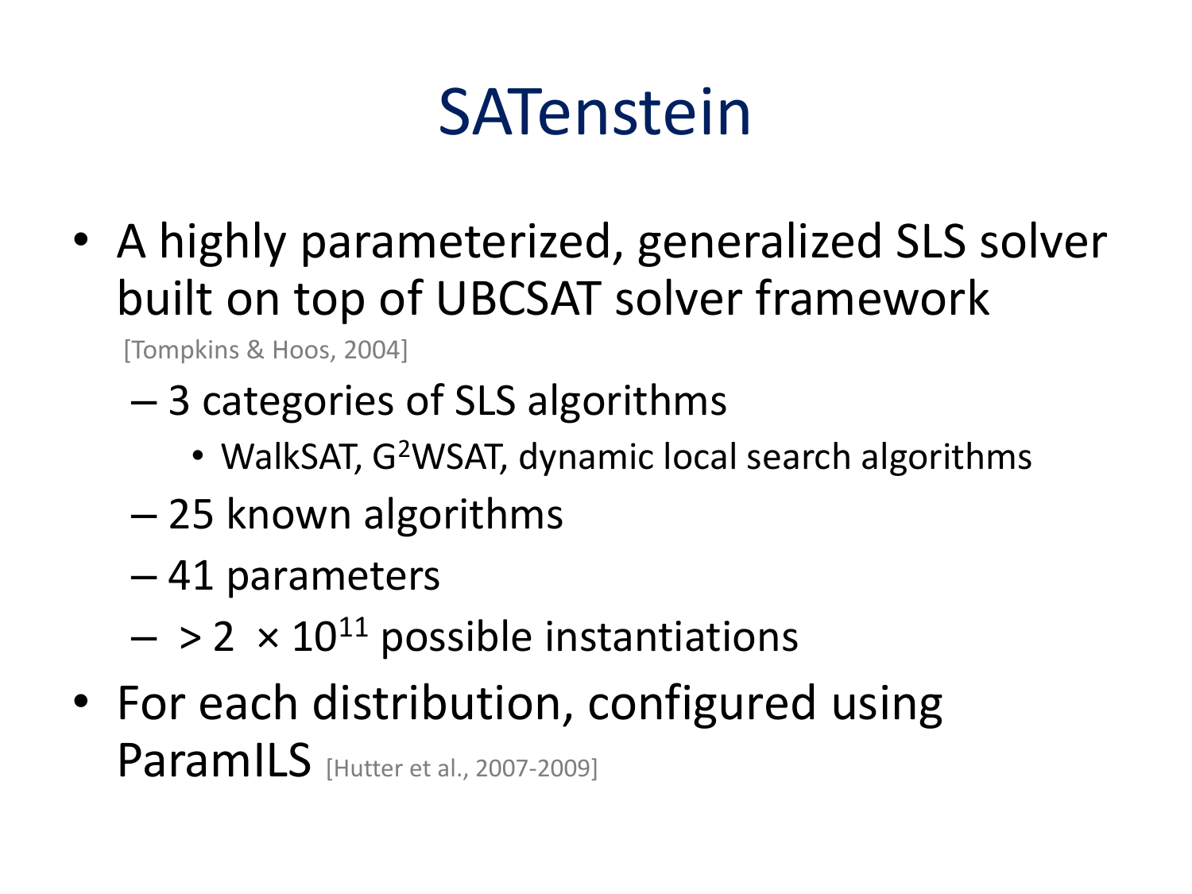# SATenstein

- A highly parameterized, generalized SLS solver built on top of UBCSAT solver framework [Tompkins & Hoos, 2004]
  - 3 categories of SLS algorithms
    - WalkSAT, $G^2$WSAT, dynamic local search algorithms
  - 25 known algorithms
  - 41 parameters
  - $> 2 \times 10^{11}$ possible instantiations
- For each distribution, configured using ParamILS [Hutter et al., 2007-2009]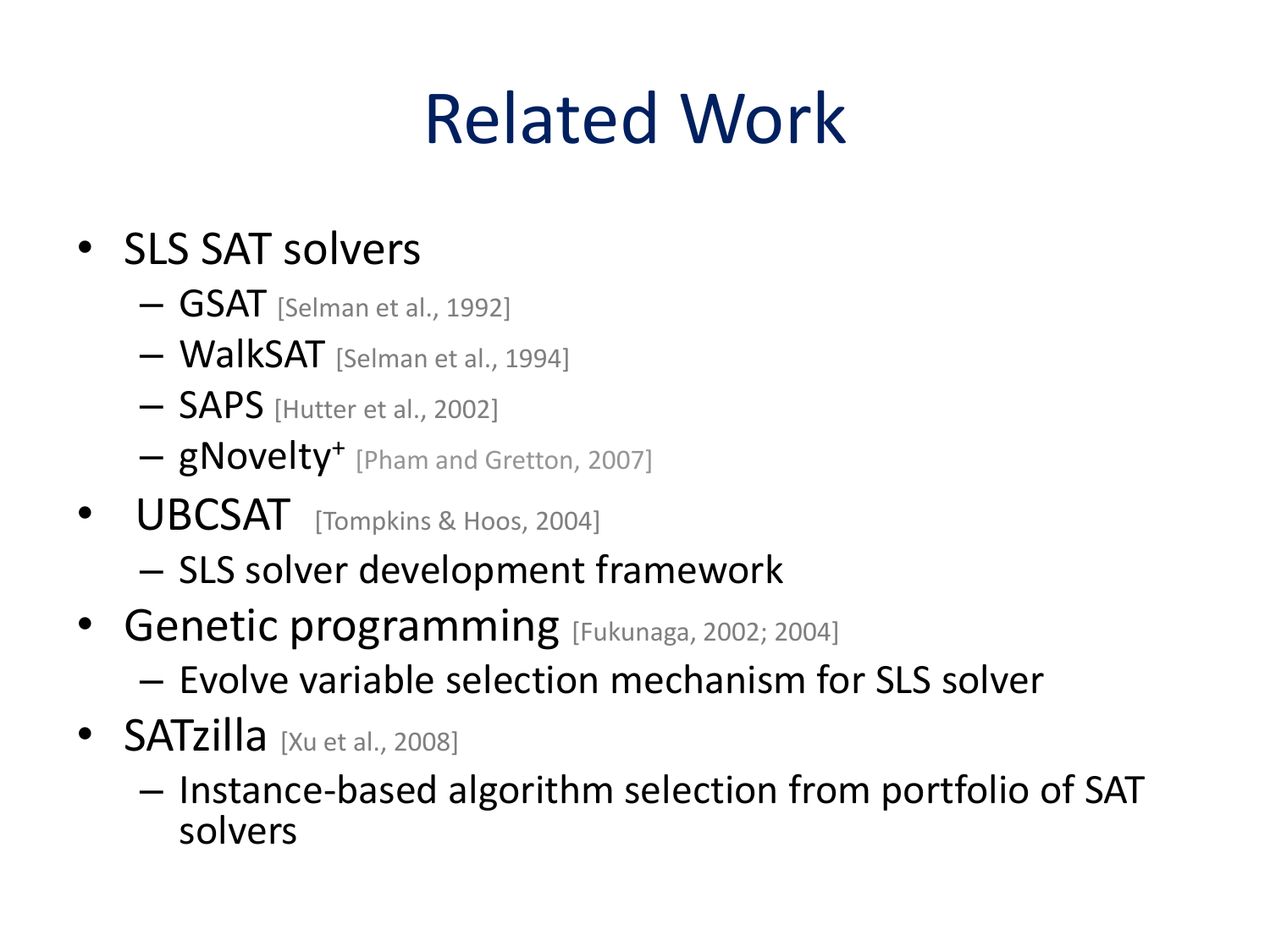# Related Work

- SLS SAT solvers
  - GSAT [Selman et al., 1992]
  - WalkSAT [Selman et al., 1994]
  - SAPS [Hutter et al., 2002]
  - gNovelty$^+$ [Pham and Gretton, 2007]
- UBCSAT [Tompkins & Hoos, 2004]
  - SLS solver development framework
- Genetic programming [Fukunaga, 2002; 2004]
  - Evolve variable selection mechanism for SLS solver
- SATzilla [Xu et al., 2008]
  - Instance-based algorithm selection from portfolio of SAT solvers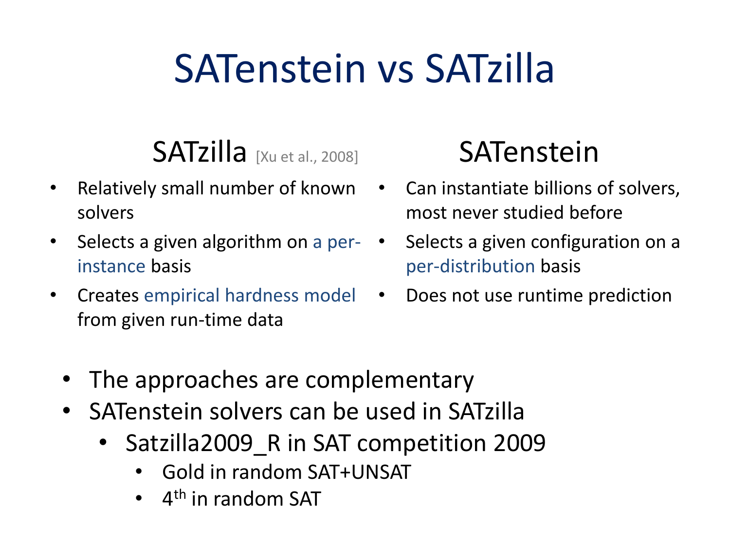# SATenstein vs SATzilla

## SATzilla [Xu et al., 2008]

- Relatively small number of known solvers
- Selects a given algorithm on a per-instance basis
- Creates empirical hardness model from given run-time data

## SATenstein

- Can instantiate billions of solvers, most never studied before
- Selects a given configuration on a per-distribution basis
- Does not use runtime prediction

---

- The approaches are complementary
- SATenstein solvers can be used in SATzilla
  - Satzilla2009_R in SAT competition 2009
    - Gold in random SAT+UNSAT
    - $4^{th}$ in random SAT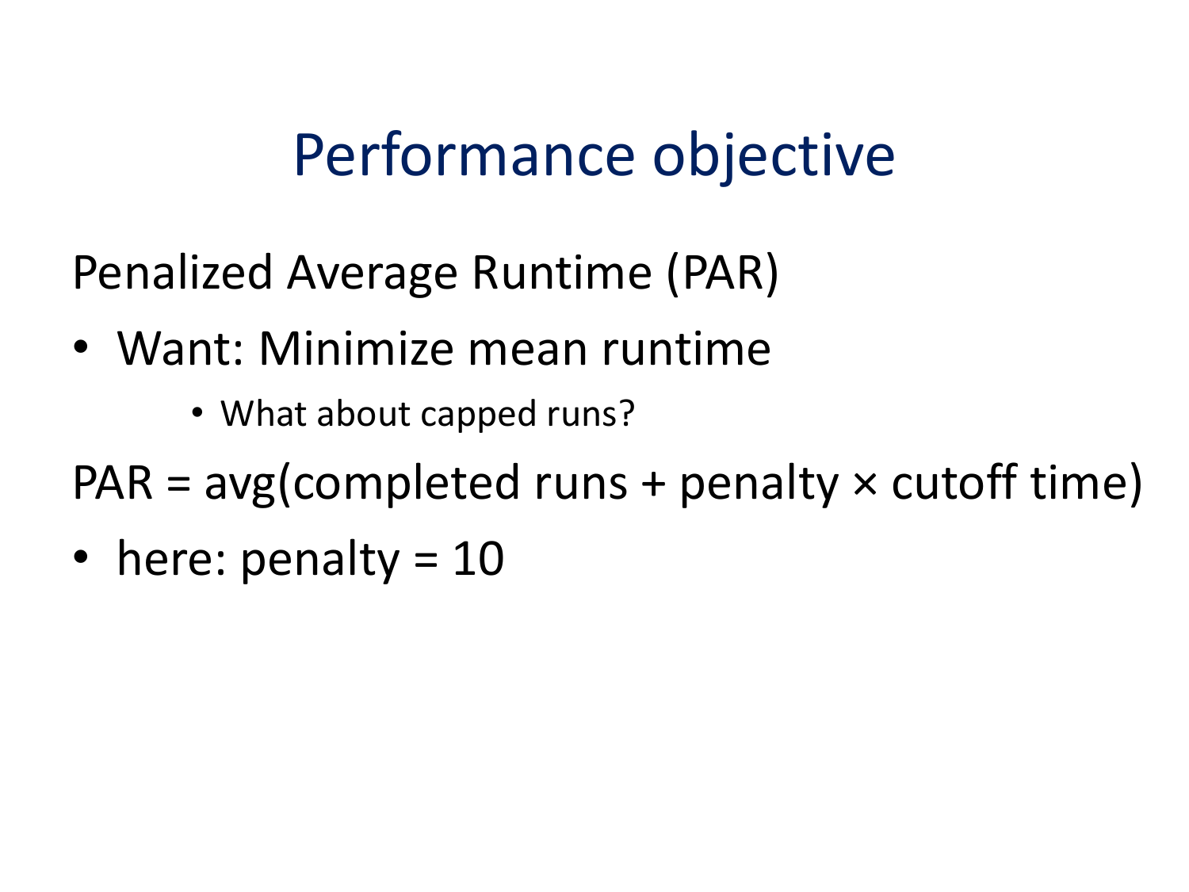# Performance objective

Penalized Average Runtime (PAR)

- Want: Minimize mean runtime
  - What about capped runs?

PAR = avg(completed runs + penalty × cutoff time)

- here: penalty = 10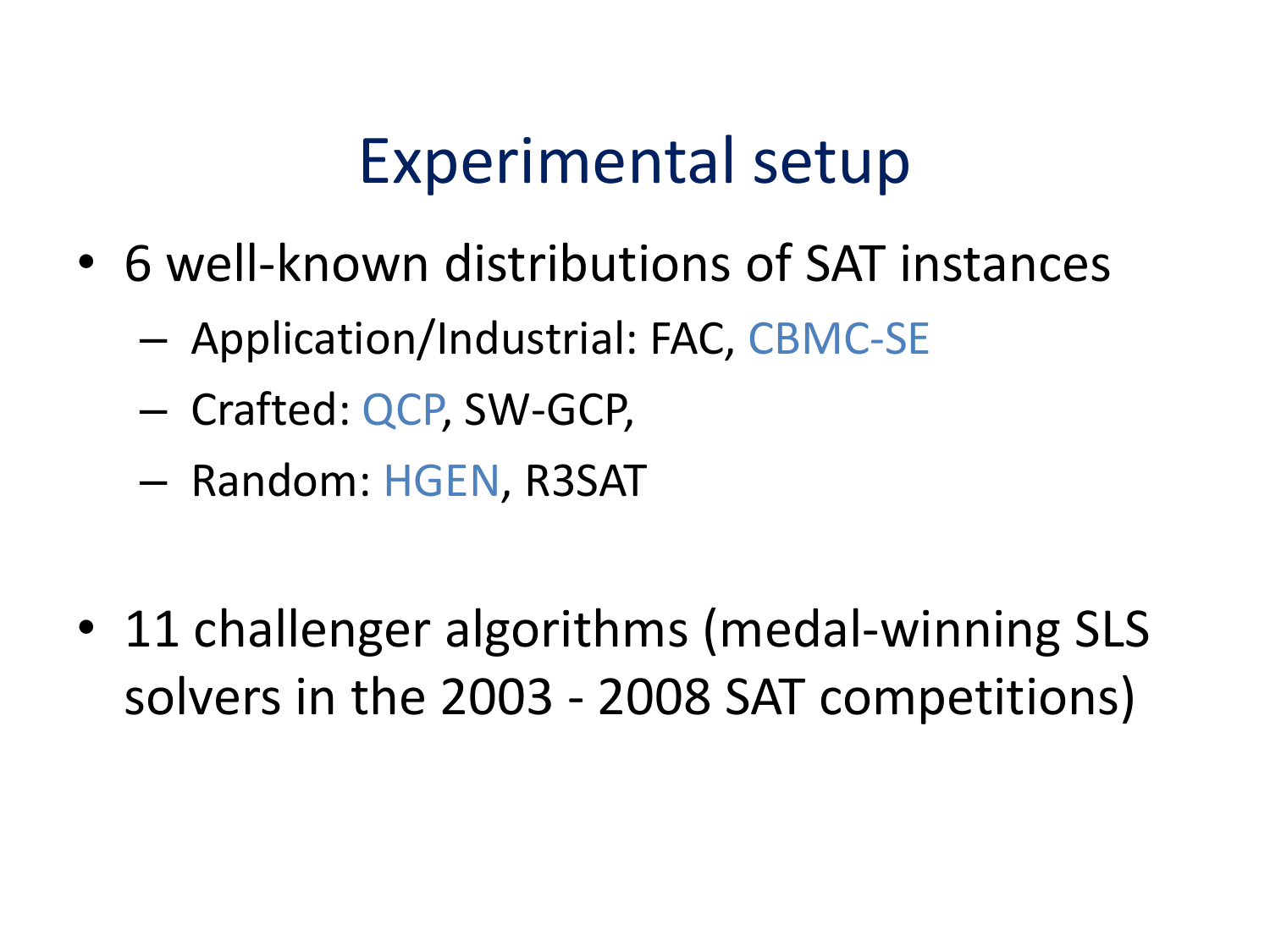# Experimental setup

- 6 well-known distributions of SAT instances
  - Application/Industrial: FAC, CBMC-SE
  - Crafted: QCP, SW-GCP,
  - Random: HGEN, R3SAT

- 11 challenger algorithms (medal-winning SLS solvers in the 2003 - 2008 SAT competitions)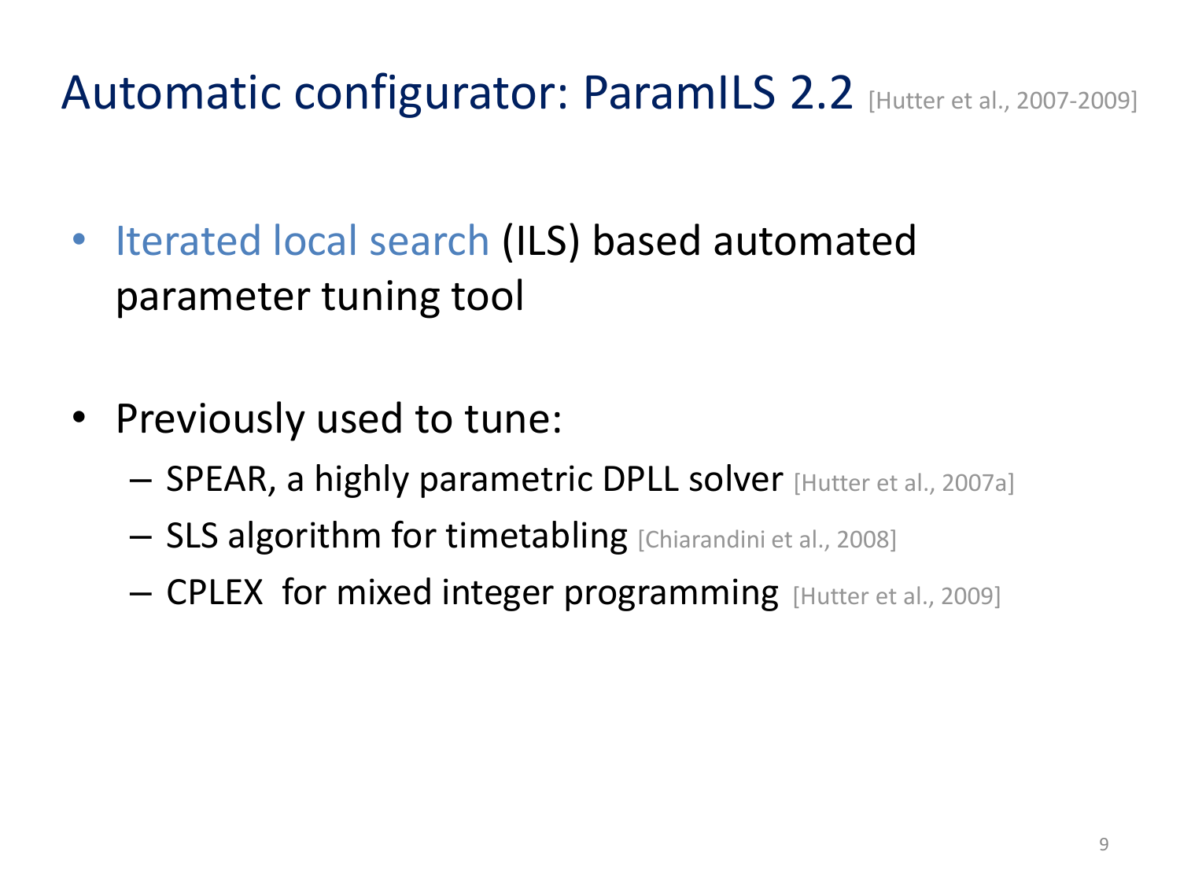# Automatic configurator: ParamILS 2.2 [Hutter et al., 2007-2009]

- Iterated local search (ILS) based automated parameter tuning tool

- Previously used to tune:
  - SPEAR, a highly parametric DPLL solver [Hutter et al., 2007a]
  - SLS algorithm for timetabling [Chiarandini et al., 2008]
  - CPLEX for mixed integer programming [Hutter et al., 2009]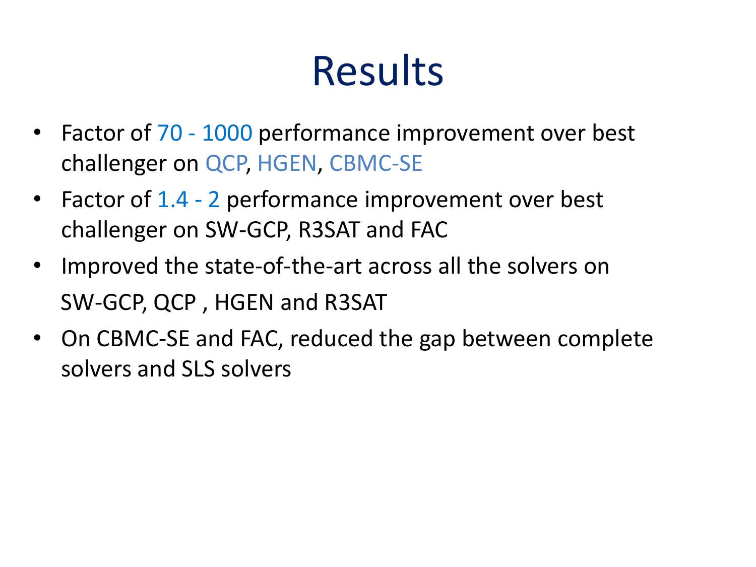# Results

- Factor of 70 - 1000 performance improvement over best challenger on QCP, HGEN, CBMC-SE
- Factor of 1.4 - 2 performance improvement over best challenger on SW-GCP, R3SAT and FAC
- Improved the state-of-the-art across all the solvers on SW-GCP, QCP , HGEN and R3SAT
- On CBMC-SE and FAC, reduced the gap between complete solvers and SLS solvers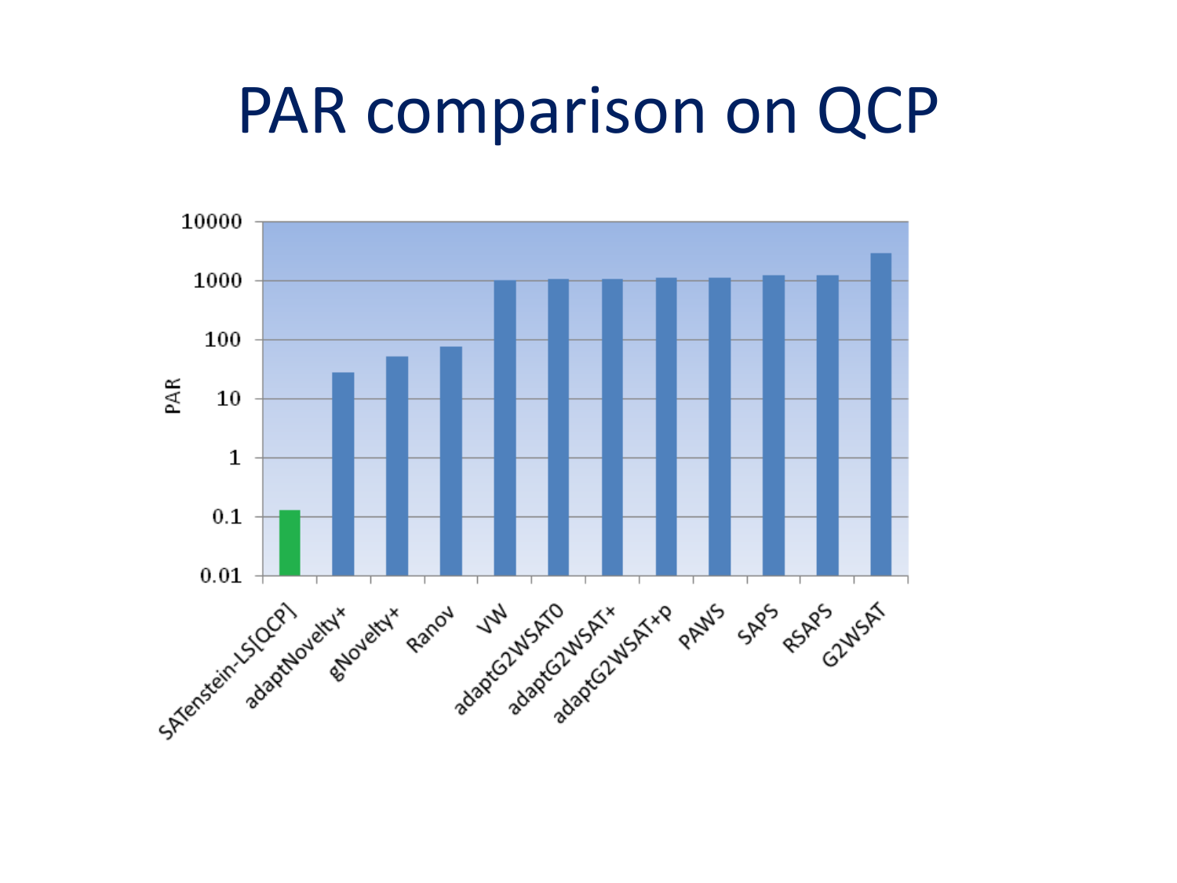# PAR comparison on QCP

PAR

10000
1000
100
10
1
0.1
0.01

SATenstein-LS[QCP]
adaptNovelty+
gNovelty+
Ranov
VW
adaptG2WSAT0
adaptG2WSAT+
adaptG2WSAT+p
PAWS
SAPS
RSAPS
G2WSAT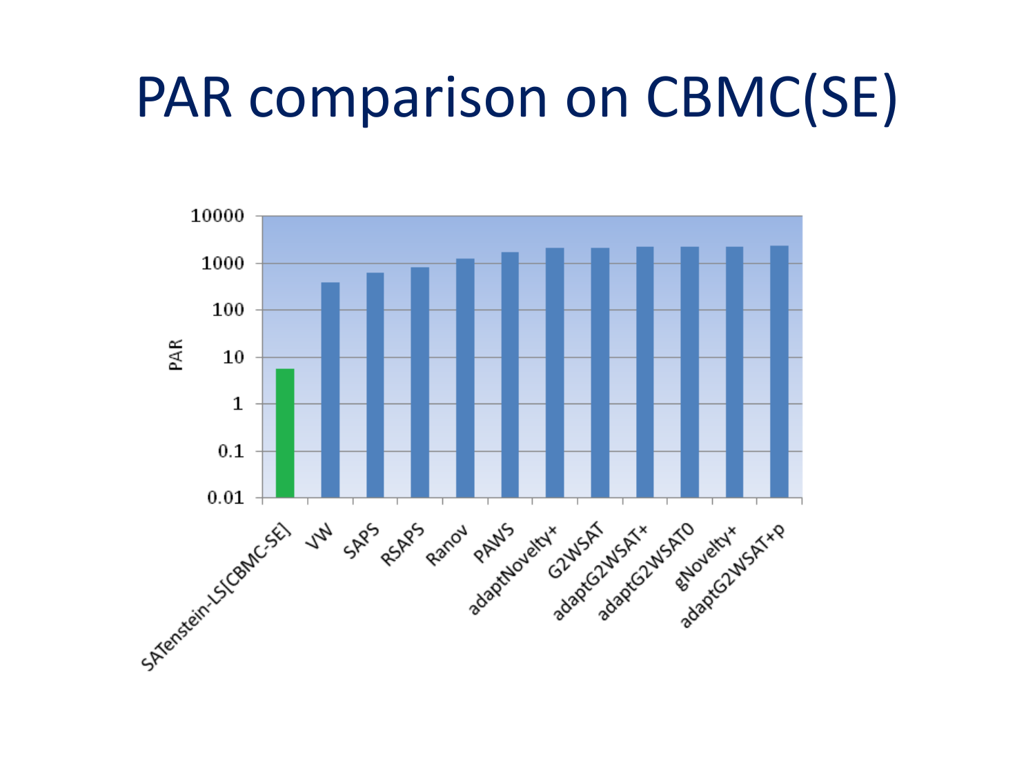# PAR comparison on CBMC(SE)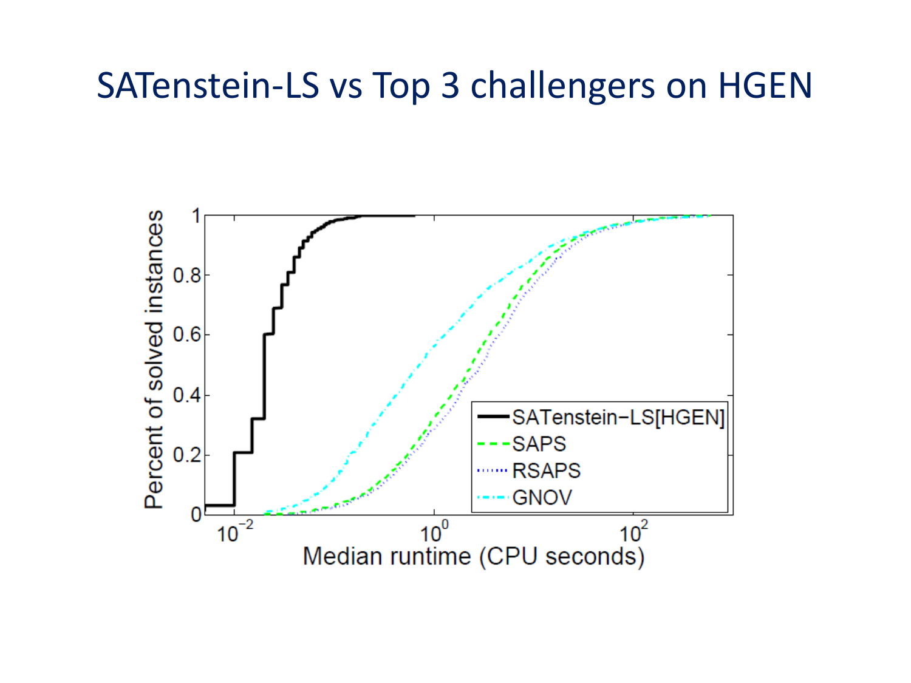# SATenstein-LS vs Top 3 challengers on HGEN

Percent of solved instances

1

0.8

0.6

0.4

0.2

0

$10^{-2}$

$10^{0}$

$10^{2}$

Median runtime (CPU seconds)

SATenstein−LS[HGEN]

SAPS

RSAPS

GNOV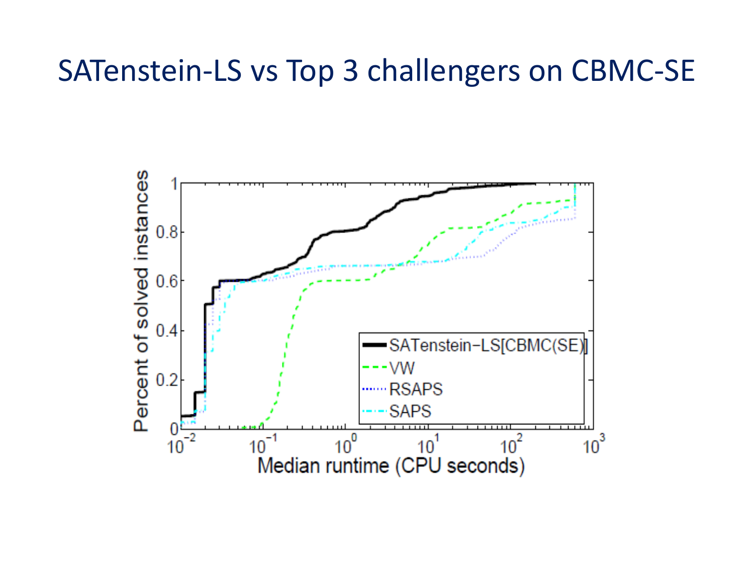# SATenstein-LS vs Top 3 challengers on CBMC-SE

Percent of solved instances

1

0.8

0.6

0.4

0.2

0

$10^{-2}$ $10^{-1}$ $10^{0}$ $10^{1}$ $10^{2}$ $10^{3}$

Median runtime (CPU seconds)

SATenstein−LS[CBMC(SE)]

VW

RSAPS

SAPS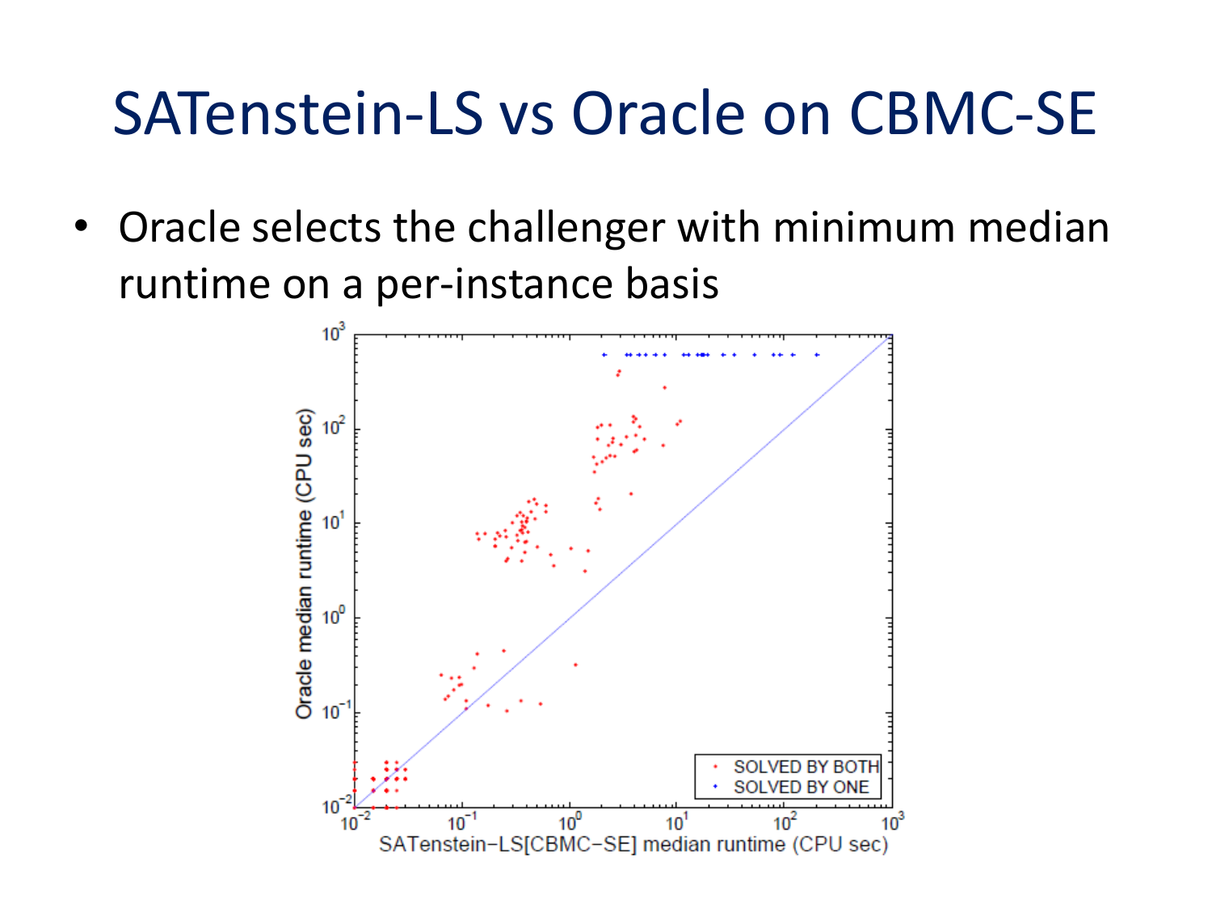# SATenstein-LS vs Oracle on CBMC-SE

- Oracle selects the challenger with minimum median runtime on a per-instance basis

Oracle median runtime (CPU sec)

SATenstein−LS[CBMC−SE] median runtime (CPU sec)

$10^{-2}$ $10^{-1}$ $10^{0}$ $10^{1}$ $10^{2}$ $10^{3}$

SOLVED BY BOTH

SOLVED BY ONE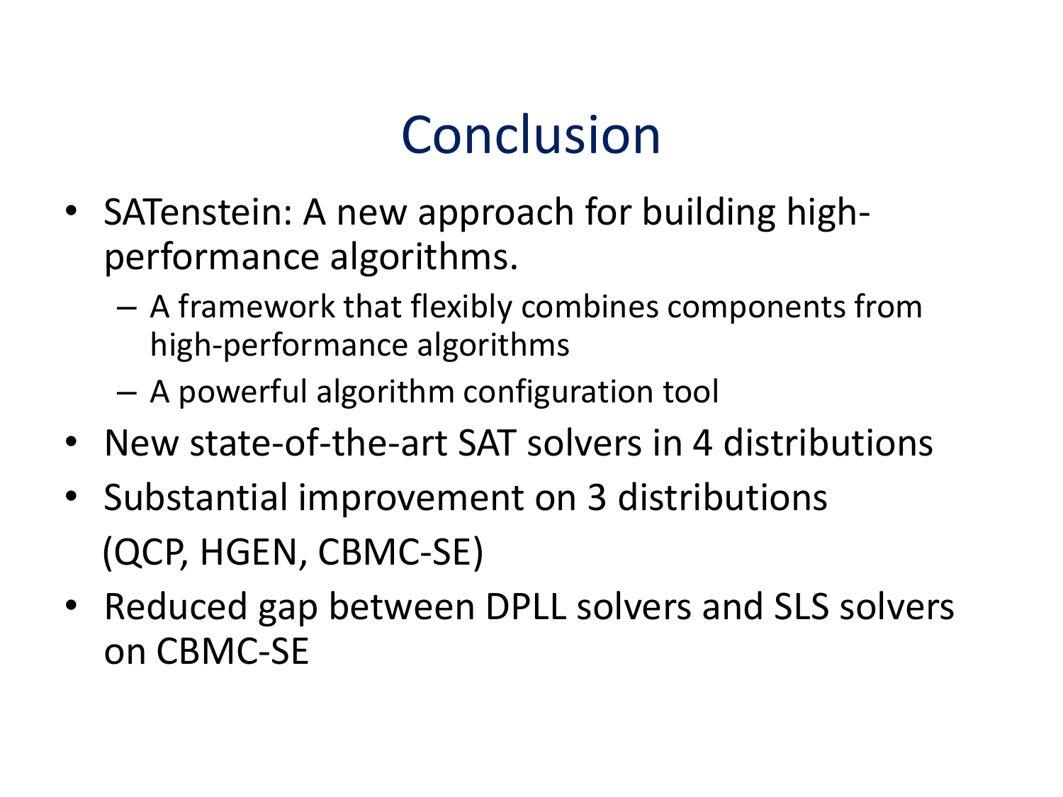# Conclusion

- SATenstein: A new approach for building high-performance algorithms.
  - A framework that flexibly combines components from high-performance algorithms
  - A powerful algorithm configuration tool
- New state-of-the-art SAT solvers in 4 distributions
- Substantial improvement on 3 distributions (QCP, HGEN, CBMC-SE)
- Reduced gap between DPLL solvers and SLS solvers on CBMC-SE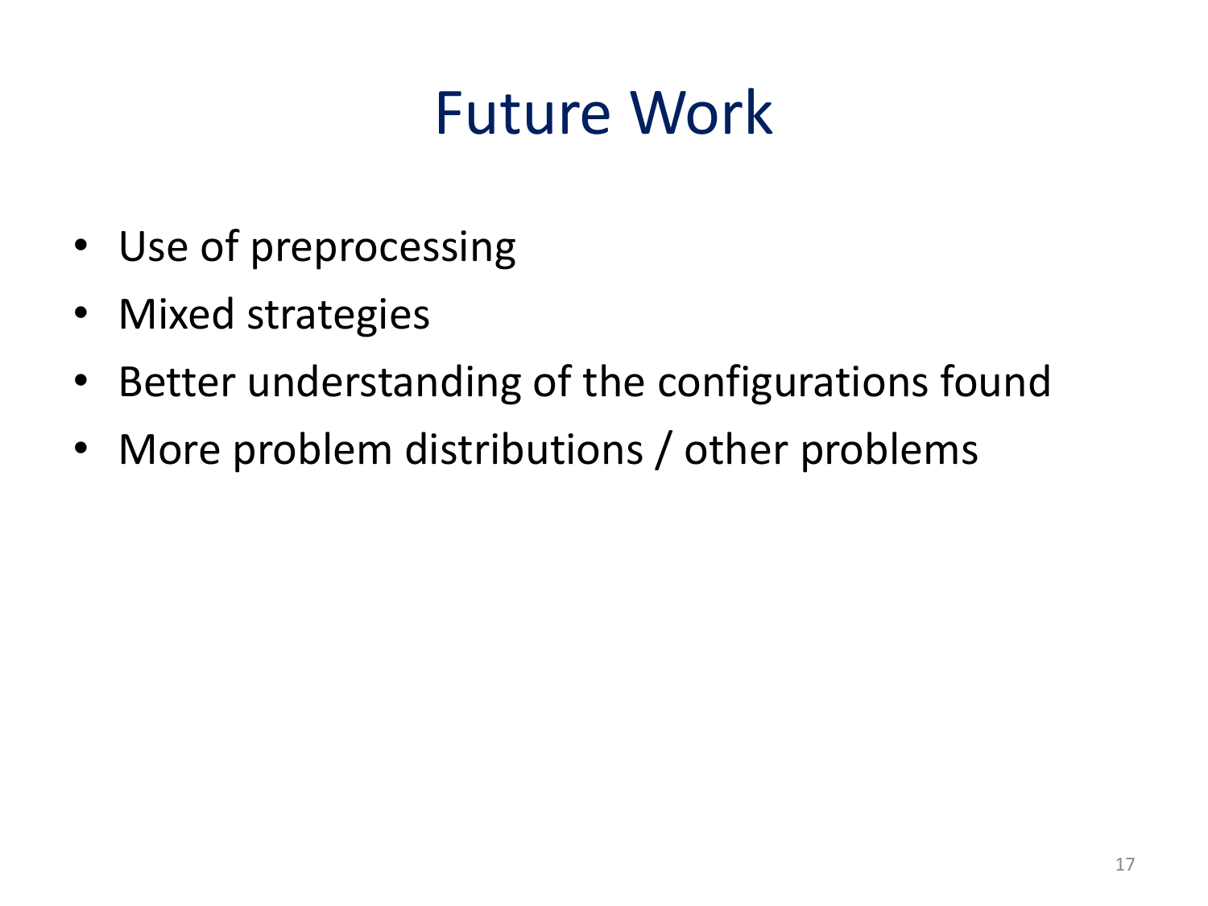# Future Work

- Use of preprocessing
- Mixed strategies
- Better understanding of the configurations found
- More problem distributions / other problems